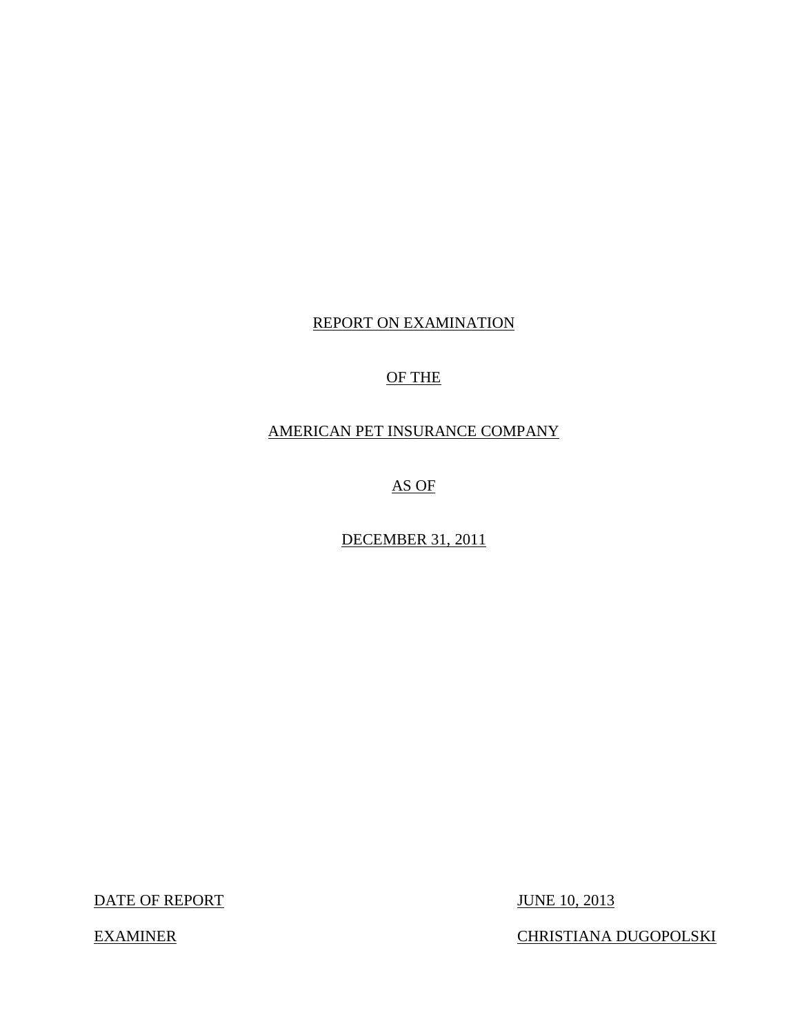REPORT ON EXAMINATION

OF THE

AMERICAN PET INSURANCE COMPANY

AS OF

DECEMBER 31, 2011

DATE OF REPORT JUNE 10, 2013

EXAMINER CHRISTIANA DUGOPOLSKI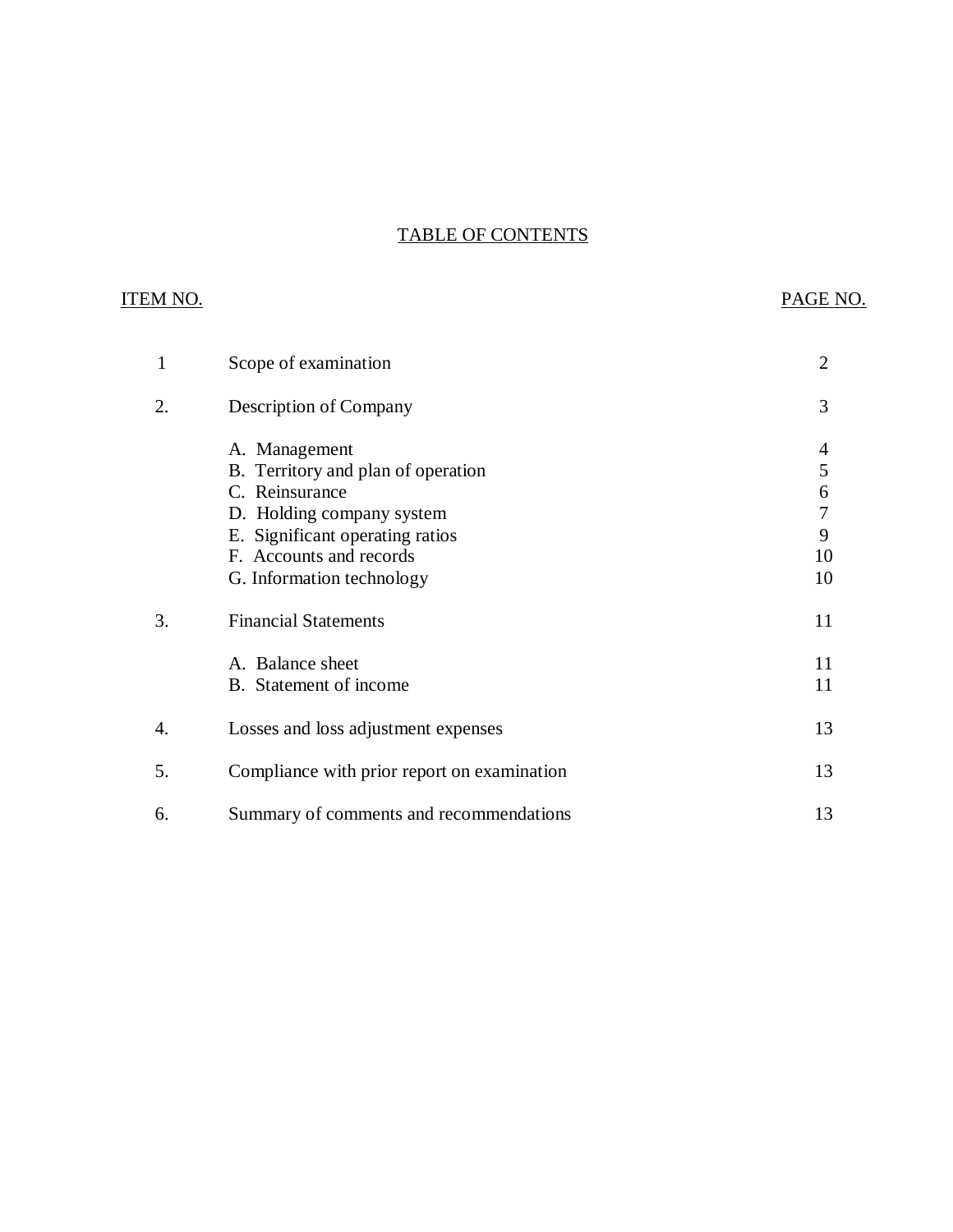# TABLE OF CONTENTS

| ITEM NO. | | PAGE NO. |
|---|---|---|
| 1 | Scope of examination | 2 |
| 2. | Description of Company | 3 |
| | A. Management | 4 |
| | B. Territory and plan of operation | 5 |
| | C. Reinsurance | 6 |
| | D. Holding company system | 7 |
| | E. Significant operating ratios | 9 |
| | F. Accounts and records | 10 |
| | G. Information technology | 10 |
| 3. | Financial Statements | 11 |
| | A. Balance sheet | 11 |
| | B. Statement of income | 11 |
| 4. | Losses and loss adjustment expenses | 13 |
| 5. | Compliance with prior report on examination | 13 |
| 6. | Summary of comments and recommendations | 13 |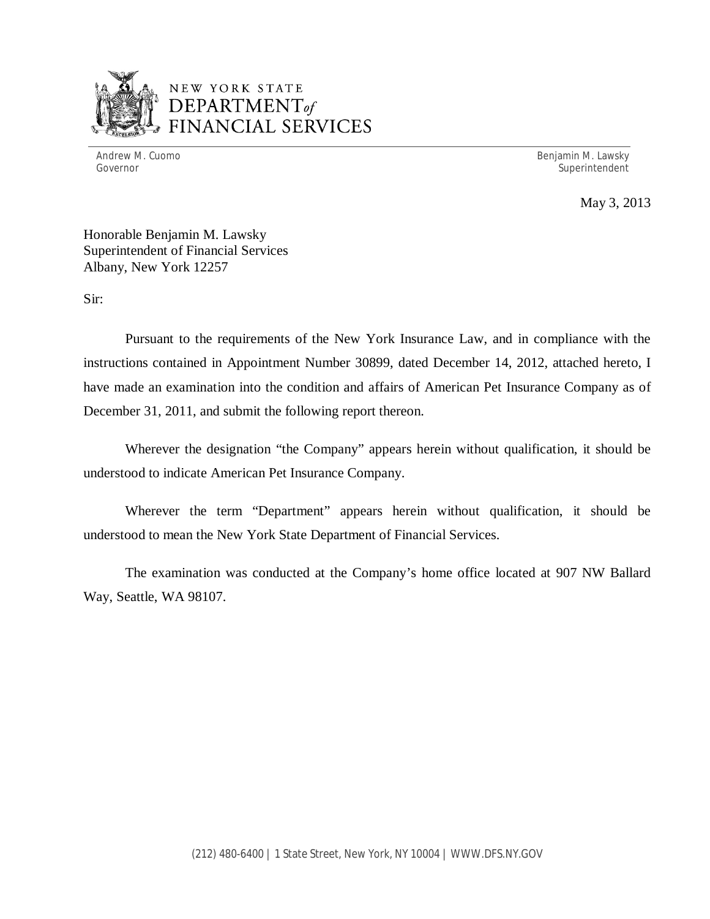NEW YORK STATE
DEPARTMENT of
FINANCIAL SERVICES

Andrew M. Cuomo
Governor

Benjamin M. Lawsky
Superintendent

May 3, 2013

Honorable Benjamin M. Lawsky
Superintendent of Financial Services
Albany, New York 12257

Sir:

Pursuant to the requirements of the New York Insurance Law, and in compliance with the instructions contained in Appointment Number 30899, dated December 14, 2012, attached hereto, I have made an examination into the condition and affairs of American Pet Insurance Company as of December 31, 2011, and submit the following report thereon.

Wherever the designation "the Company" appears herein without qualification, it should be understood to indicate American Pet Insurance Company.

Wherever the term "Department" appears herein without qualification, it should be understood to mean the New York State Department of Financial Services.

The examination was conducted at the Company's home office located at 907 NW Ballard Way, Seattle, WA 98107.

(212) 480-6400 | 1 State Street, New York, NY 10004 | WWW.DFS.NY.GOV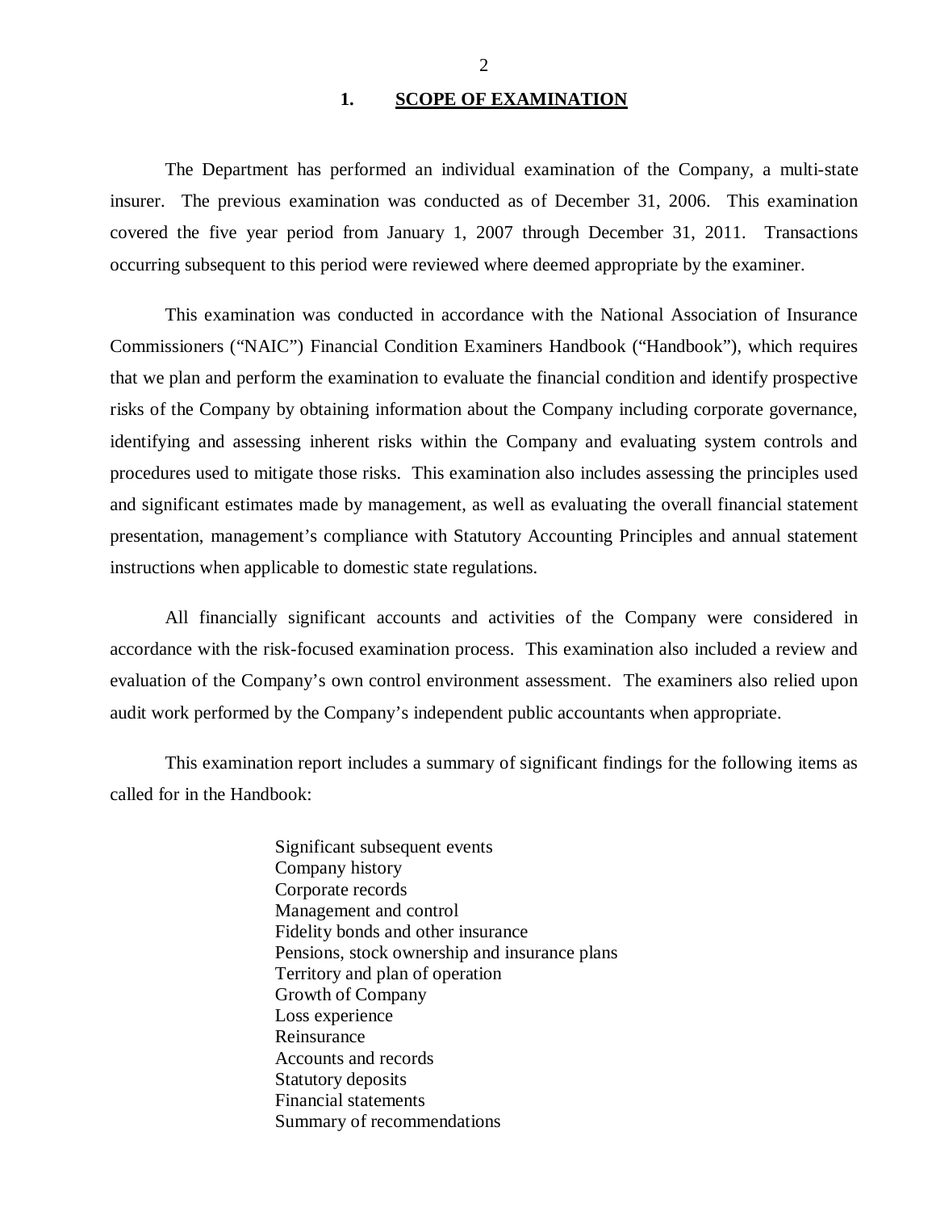## 1. SCOPE OF EXAMINATION

The Department has performed an individual examination of the Company, a multi-state insurer. The previous examination was conducted as of December 31, 2006. This examination covered the five year period from January 1, 2007 through December 31, 2011. Transactions occurring subsequent to this period were reviewed where deemed appropriate by the examiner.

This examination was conducted in accordance with the National Association of Insurance Commissioners ("NAIC") Financial Condition Examiners Handbook ("Handbook"), which requires that we plan and perform the examination to evaluate the financial condition and identify prospective risks of the Company by obtaining information about the Company including corporate governance, identifying and assessing inherent risks within the Company and evaluating system controls and procedures used to mitigate those risks. This examination also includes assessing the principles used and significant estimates made by management, as well as evaluating the overall financial statement presentation, management's compliance with Statutory Accounting Principles and annual statement instructions when applicable to domestic state regulations.

All financially significant accounts and activities of the Company were considered in accordance with the risk-focused examination process. This examination also included a review and evaluation of the Company's own control environment assessment. The examiners also relied upon audit work performed by the Company's independent public accountants when appropriate.

This examination report includes a summary of significant findings for the following items as called for in the Handbook:

- Significant subsequent events
- Company history
- Corporate records
- Management and control
- Fidelity bonds and other insurance
- Pensions, stock ownership and insurance plans
- Territory and plan of operation
- Growth of Company
- Loss experience
- Reinsurance
- Accounts and records
- Statutory deposits
- Financial statements
- Summary of recommendations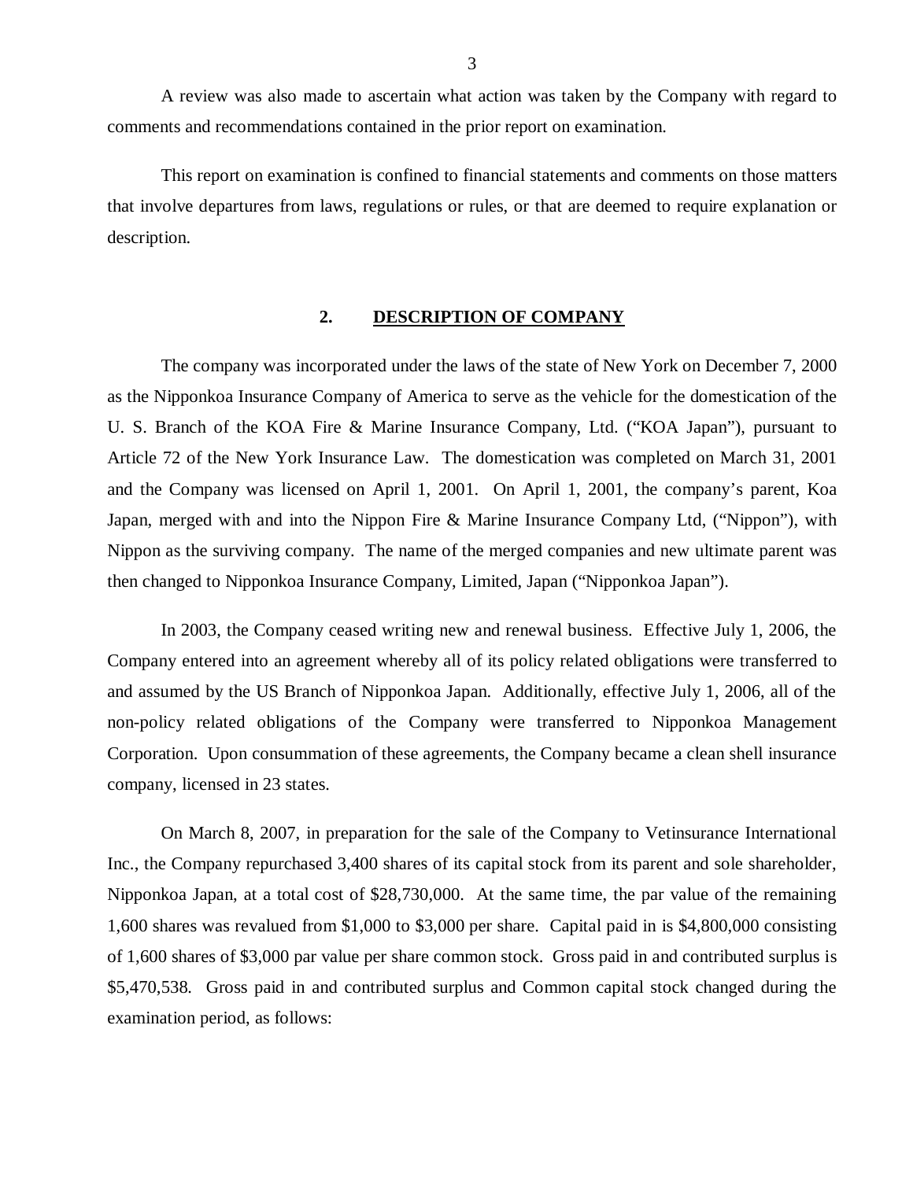A review was also made to ascertain what action was taken by the Company with regard to comments and recommendations contained in the prior report on examination.

This report on examination is confined to financial statements and comments on those matters that involve departures from laws, regulations or rules, or that are deemed to require explanation or description.

## 2. DESCRIPTION OF COMPANY

The company was incorporated under the laws of the state of New York on December 7, 2000 as the Nipponkoa Insurance Company of America to serve as the vehicle for the domestication of the U. S. Branch of the KOA Fire & Marine Insurance Company, Ltd. ("KOA Japan"), pursuant to Article 72 of the New York Insurance Law. The domestication was completed on March 31, 2001 and the Company was licensed on April 1, 2001. On April 1, 2001, the company's parent, Koa Japan, merged with and into the Nippon Fire & Marine Insurance Company Ltd, ("Nippon"), with Nippon as the surviving company. The name of the merged companies and new ultimate parent was then changed to Nipponkoa Insurance Company, Limited, Japan ("Nipponkoa Japan").

In 2003, the Company ceased writing new and renewal business. Effective July 1, 2006, the Company entered into an agreement whereby all of its policy related obligations were transferred to and assumed by the US Branch of Nipponkoa Japan. Additionally, effective July 1, 2006, all of the non-policy related obligations of the Company were transferred to Nipponkoa Management Corporation. Upon consummation of these agreements, the Company became a clean shell insurance company, licensed in 23 states.

On March 8, 2007, in preparation for the sale of the Company to Vetinsurance International Inc., the Company repurchased 3,400 shares of its capital stock from its parent and sole shareholder, Nipponkoa Japan, at a total cost of $28,730,000. At the same time, the par value of the remaining 1,600 shares was revalued from $1,000 to $3,000 per share. Capital paid in is $4,800,000 consisting of 1,600 shares of $3,000 par value per share common stock. Gross paid in and contributed surplus is $5,470,538. Gross paid in and contributed surplus and Common capital stock changed during the examination period, as follows: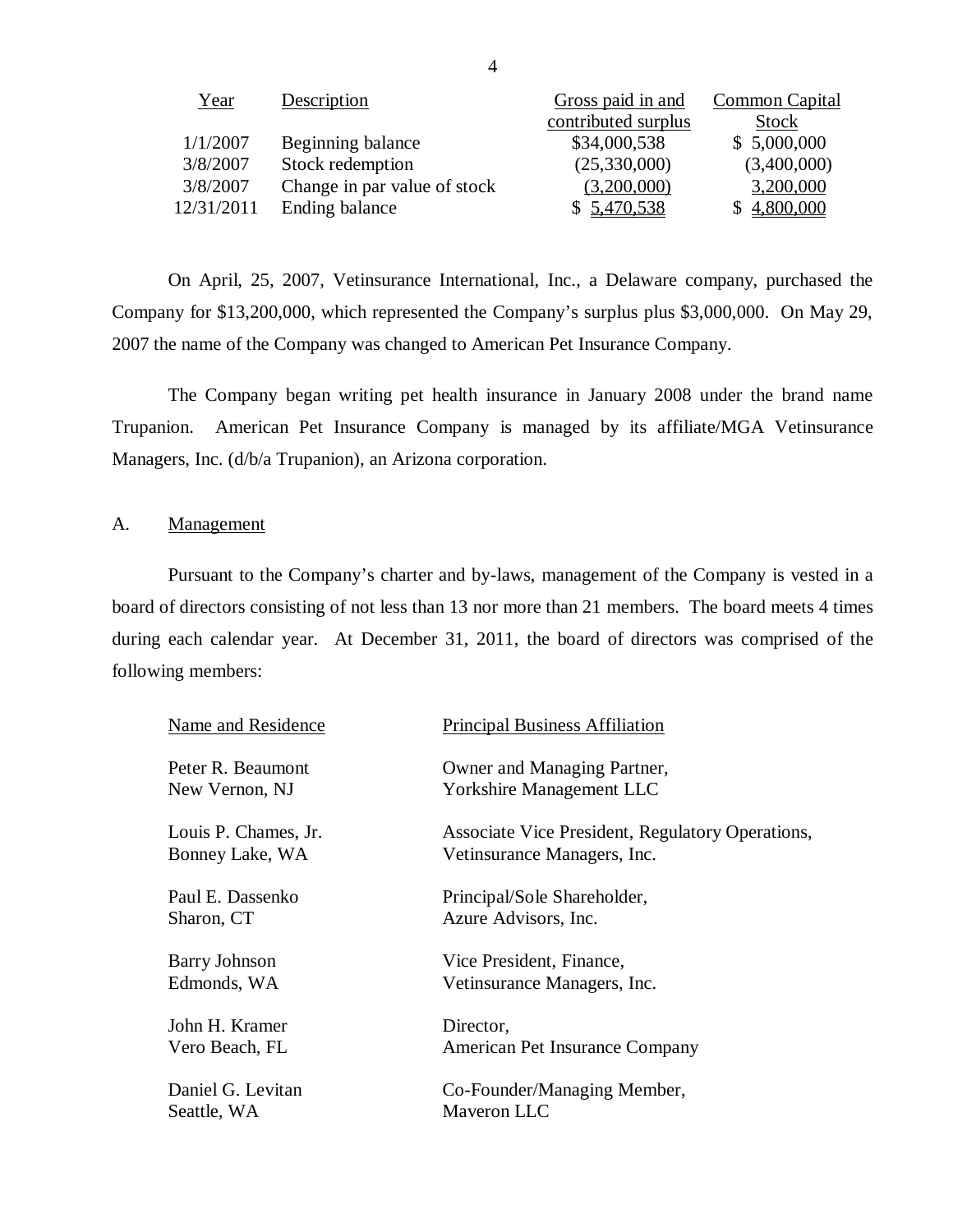| Year | Description | Gross paid in and contributed surplus | Common Capital Stock |
|---|---|---|---|
| 1/1/2007 | Beginning balance | $34,000,538 | $ 5,000,000 |
| 3/8/2007 | Stock redemption | (25,330,000) | (3,400,000) |
| 3/8/2007 | Change in par value of stock | (3,200,000) | 3,200,000 |
| 12/31/2011 | Ending balance | $ 5,470,538 | $ 4,800,000 |

On April, 25, 2007, Vetinsurance International, Inc., a Delaware company, purchased the Company for $13,200,000, which represented the Company's surplus plus $3,000,000. On May 29, 2007 the name of the Company was changed to American Pet Insurance Company.

The Company began writing pet health insurance in January 2008 under the brand name Trupanion. American Pet Insurance Company is managed by its affiliate/MGA Vetinsurance Managers, Inc. (d/b/a Trupanion), an Arizona corporation.

## A. Management

Pursuant to the Company's charter and by-laws, management of the Company is vested in a board of directors consisting of not less than 13 nor more than 21 members. The board meets 4 times during each calendar year. At December 31, 2011, the board of directors was comprised of the following members:

| Name and Residence | Principal Business Affiliation |
|---|---|
| Peter R. Beaumont<br>New Vernon, NJ | Owner and Managing Partner,<br>Yorkshire Management LLC |
| Louis P. Chames, Jr.<br>Bonney Lake, WA | Associate Vice President, Regulatory Operations,<br>Vetinsurance Managers, Inc. |
| Paul E. Dassenko<br>Sharon, CT | Principal/Sole Shareholder,<br>Azure Advisors, Inc. |
| Barry Johnson<br>Edmonds, WA | Vice President, Finance,<br>Vetinsurance Managers, Inc. |
| John H. Kramer<br>Vero Beach, FL | Director,<br>American Pet Insurance Company |
| Daniel G. Levitan<br>Seattle, WA | Co-Founder/Managing Member,<br>Maveron LLC |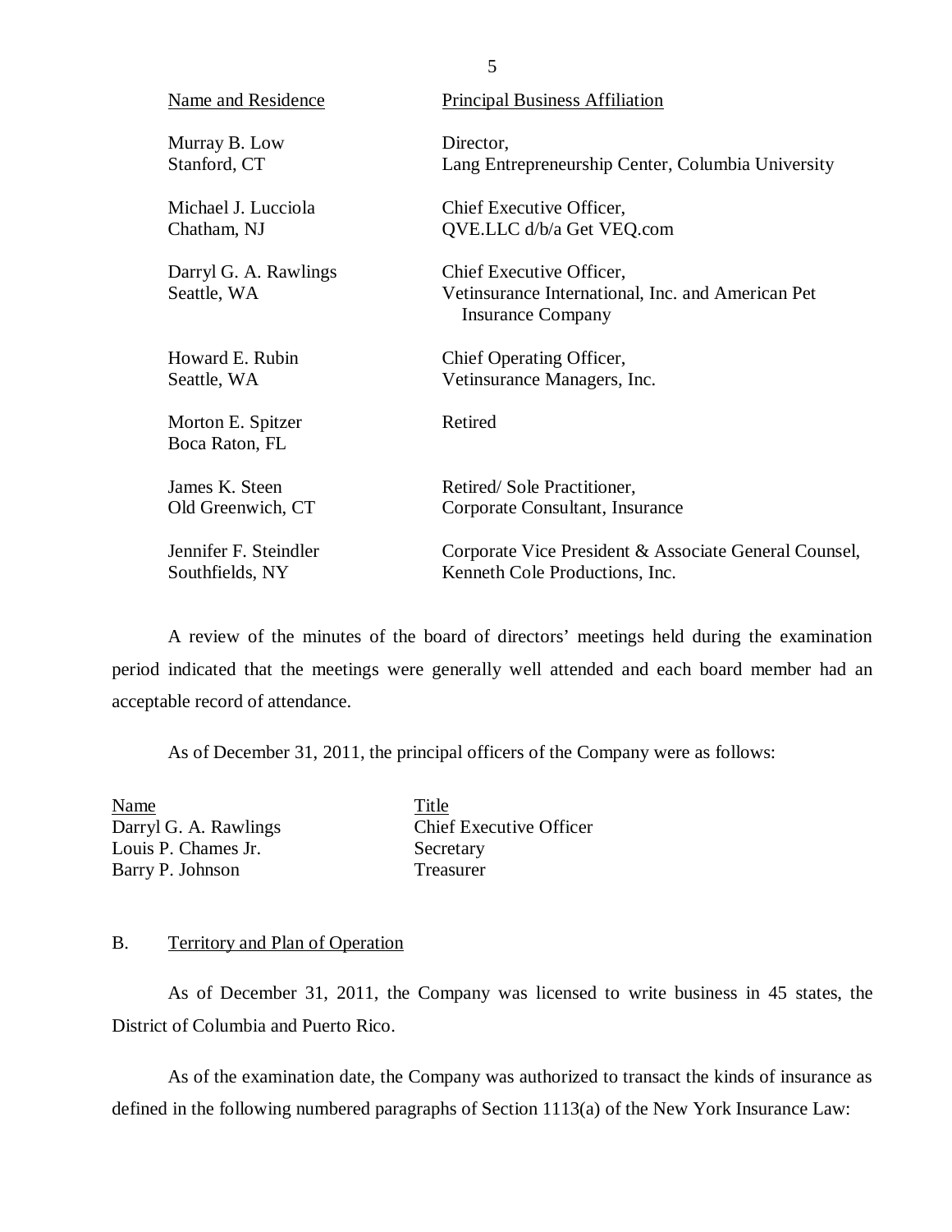| Name and Residence | Principal Business Affiliation |
|---|---|
| Murray B. Low<br>Stanford, CT | Director,<br>Lang Entrepreneurship Center, Columbia University |
| Michael J. Lucciola<br>Chatham, NJ | Chief Executive Officer,<br>QVE.LLC d/b/a Get VEQ.com |
| Darryl G. A. Rawlings<br>Seattle, WA | Chief Executive Officer,<br>Vetinsurance International, Inc. and American Pet Insurance Company |
| Howard E. Rubin<br>Seattle, WA | Chief Operating Officer,<br>Vetinsurance Managers, Inc. |
| Morton E. Spitzer<br>Boca Raton, FL | Retired |
| James K. Steen<br>Old Greenwich, CT | Retired/ Sole Practitioner,<br>Corporate Consultant, Insurance |
| Jennifer F. Steindler<br>Southfields, NY | Corporate Vice President & Associate General Counsel,<br>Kenneth Cole Productions, Inc. |

A review of the minutes of the board of directors' meetings held during the examination period indicated that the meetings were generally well attended and each board member had an acceptable record of attendance.

As of December 31, 2011, the principal officers of the Company were as follows:

| Name | Title |
|---|---|
| Darryl G. A. Rawlings | Chief Executive Officer |
| Louis P. Chames Jr. | Secretary |
| Barry P. Johnson | Treasurer |

## B. Territory and Plan of Operation

As of December 31, 2011, the Company was licensed to write business in 45 states, the District of Columbia and Puerto Rico.

As of the examination date, the Company was authorized to transact the kinds of insurance as defined in the following numbered paragraphs of Section 1113(a) of the New York Insurance Law: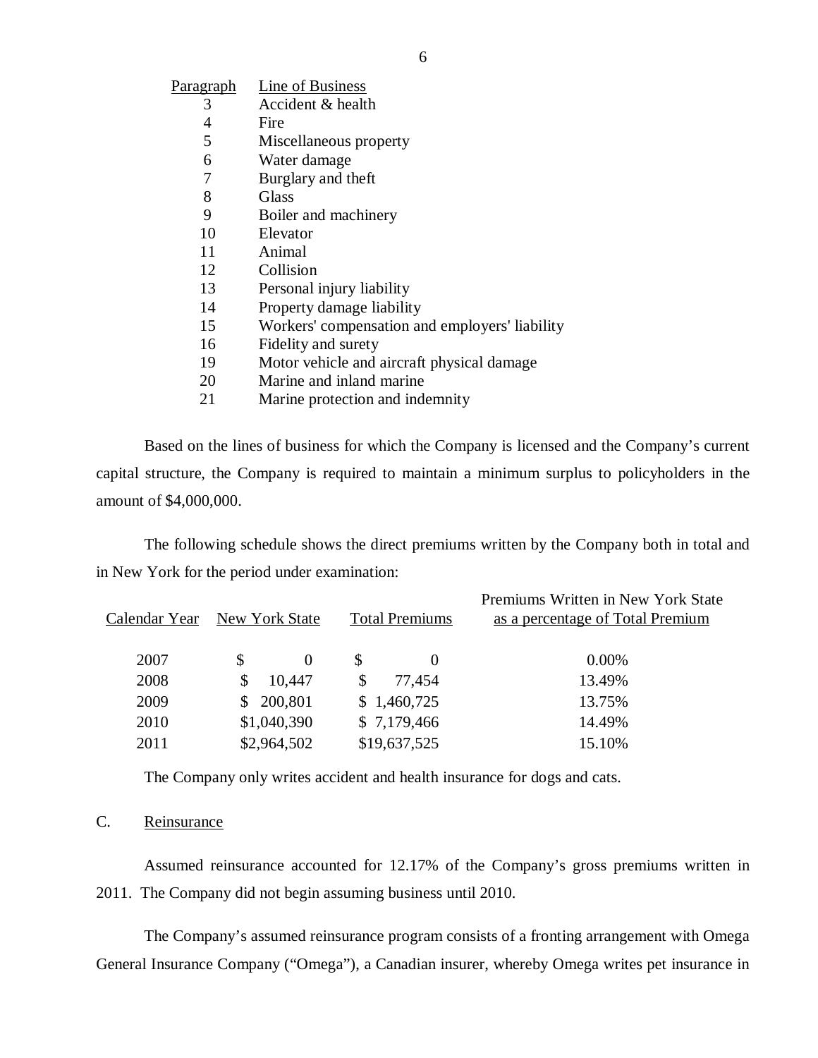| Paragraph | Line of Business |
|---|---|
| 3 | Accident & health |
| 4 | Fire |
| 5 | Miscellaneous property |
| 6 | Water damage |
| 7 | Burglary and theft |
| 8 | Glass |
| 9 | Boiler and machinery |
| 10 | Elevator |
| 11 | Animal |
| 12 | Collision |
| 13 | Personal injury liability |
| 14 | Property damage liability |
| 15 | Workers' compensation and employers' liability |
| 16 | Fidelity and surety |
| 19 | Motor vehicle and aircraft physical damage |
| 20 | Marine and inland marine |
| 21 | Marine protection and indemnity |

Based on the lines of business for which the Company is licensed and the Company's current capital structure, the Company is required to maintain a minimum surplus to policyholders in the amount of $4,000,000.

The following schedule shows the direct premiums written by the Company both in total and in New York for the period under examination:

| Calendar Year | New York State | Total Premiums | Premiums Written in New York State as a percentage of Total Premium |
|---|---|---|---|
| 2007 | $ 0 | $ 0 | 0.00% |
| 2008 | $ 10,447 | $ 77,454 | 13.49% |
| 2009 | $ 200,801 | $ 1,460,725 | 13.75% |
| 2010 | $1,040,390 | $ 7,179,466 | 14.49% |
| 2011 | $2,964,502 | $19,637,525 | 15.10% |

The Company only writes accident and health insurance for dogs and cats.

C. Reinsurance

Assumed reinsurance accounted for 12.17% of the Company's gross premiums written in 2011. The Company did not begin assuming business until 2010.

The Company's assumed reinsurance program consists of a fronting arrangement with Omega General Insurance Company ("Omega"), a Canadian insurer, whereby Omega writes pet insurance in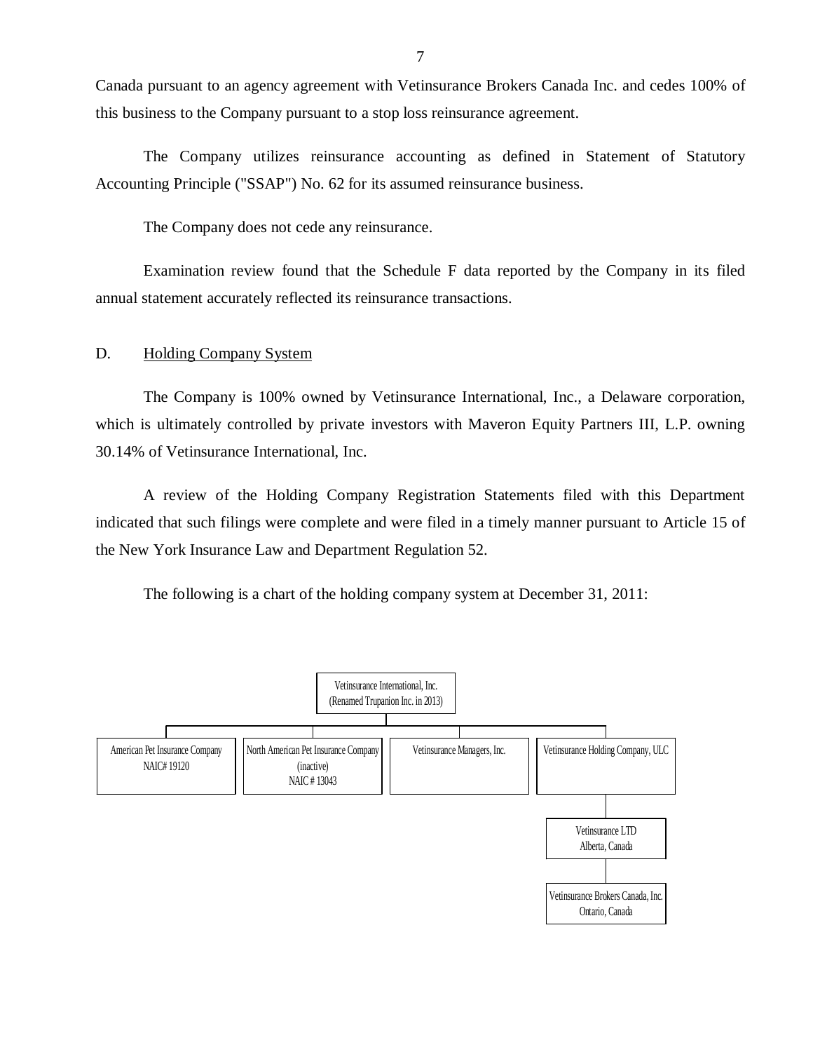Canada pursuant to an agency agreement with Vetinsurance Brokers Canada Inc. and cedes 100% of this business to the Company pursuant to a stop loss reinsurance agreement.

The Company utilizes reinsurance accounting as defined in Statement of Statutory Accounting Principle ("SSAP") No. 62 for its assumed reinsurance business.

The Company does not cede any reinsurance.

Examination review found that the Schedule F data reported by the Company in its filed annual statement accurately reflected its reinsurance transactions.

## D. Holding Company System

The Company is 100% owned by Vetinsurance International, Inc., a Delaware corporation, which is ultimately controlled by private investors with Maveron Equity Partners III, L.P. owning 30.14% of Vetinsurance International, Inc.

A review of the Holding Company Registration Statements filed with this Department indicated that such filings were complete and were filed in a timely manner pursuant to Article 15 of the New York Insurance Law and Department Regulation 52.

The following is a chart of the holding company system at December 31, 2011:

- Vetinsurance International, Inc. (Renamed Trupanion Inc. in 2013)
  - American Pet Insurance Company NAIC# 19120
  - North American Pet Insurance Company (inactive) NAIC # 13043
  - Vetinsurance Managers, Inc.
  - Vetinsurance Holding Company, ULC
    - Vetinsurance LTD Alberta, Canada
      - Vetinsurance Brokers Canada, Inc. Ontario, Canada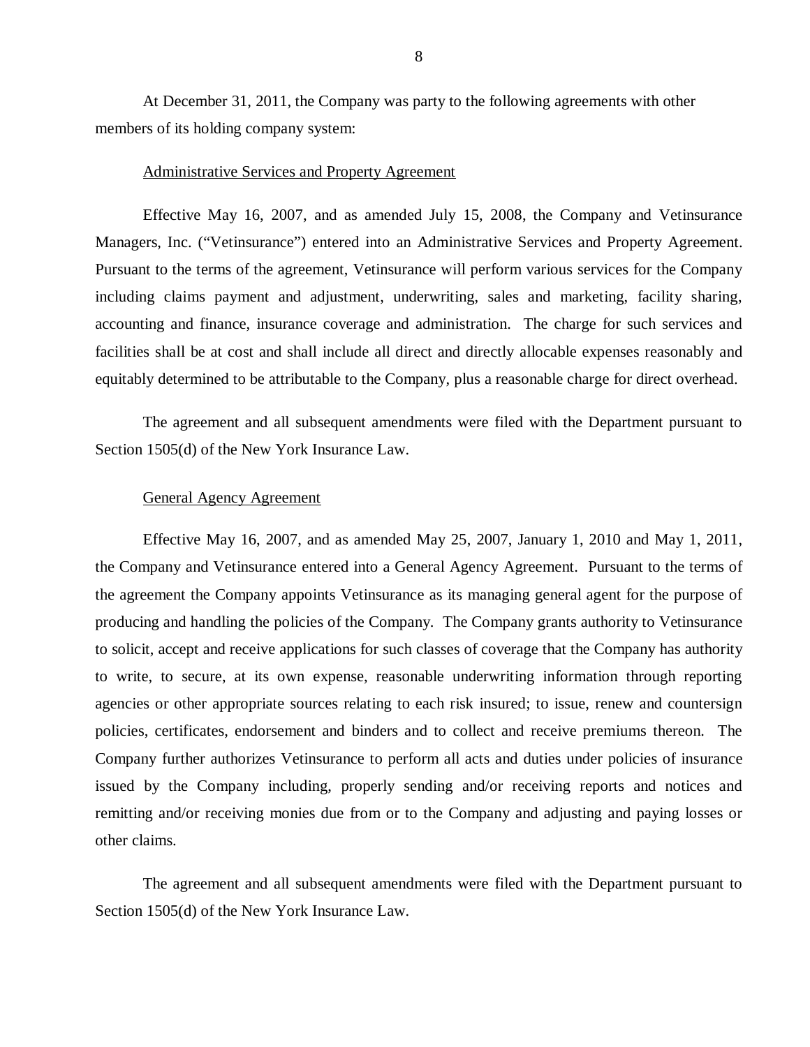At December 31, 2011, the Company was party to the following agreements with other members of its holding company system:

Administrative Services and Property Agreement

Effective May 16, 2007, and as amended July 15, 2008, the Company and Vetinsurance Managers, Inc. ("Vetinsurance") entered into an Administrative Services and Property Agreement. Pursuant to the terms of the agreement, Vetinsurance will perform various services for the Company including claims payment and adjustment, underwriting, sales and marketing, facility sharing, accounting and finance, insurance coverage and administration. The charge for such services and facilities shall be at cost and shall include all direct and directly allocable expenses reasonably and equitably determined to be attributable to the Company, plus a reasonable charge for direct overhead.

The agreement and all subsequent amendments were filed with the Department pursuant to Section 1505(d) of the New York Insurance Law.

General Agency Agreement

Effective May 16, 2007, and as amended May 25, 2007, January 1, 2010 and May 1, 2011, the Company and Vetinsurance entered into a General Agency Agreement. Pursuant to the terms of the agreement the Company appoints Vetinsurance as its managing general agent for the purpose of producing and handling the policies of the Company. The Company grants authority to Vetinsurance to solicit, accept and receive applications for such classes of coverage that the Company has authority to write, to secure, at its own expense, reasonable underwriting information through reporting agencies or other appropriate sources relating to each risk insured; to issue, renew and countersign policies, certificates, endorsement and binders and to collect and receive premiums thereon. The Company further authorizes Vetinsurance to perform all acts and duties under policies of insurance issued by the Company including, properly sending and/or receiving reports and notices and remitting and/or receiving monies due from or to the Company and adjusting and paying losses or other claims.

The agreement and all subsequent amendments were filed with the Department pursuant to Section 1505(d) of the New York Insurance Law.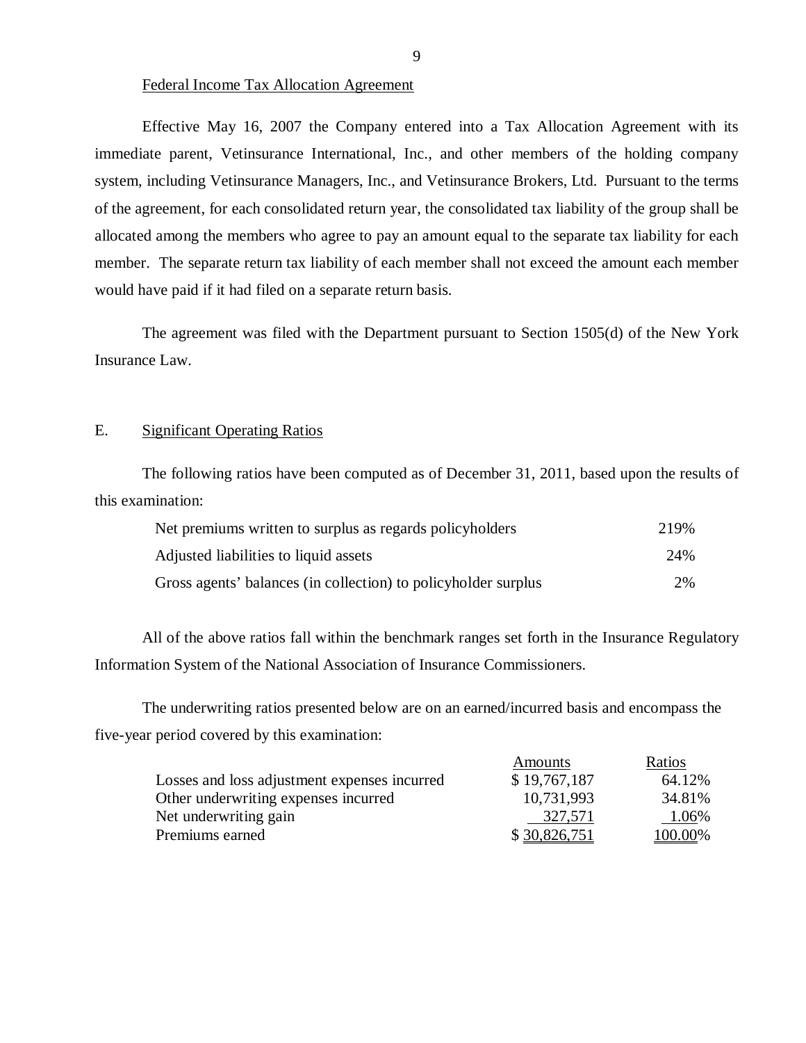Federal Income Tax Allocation Agreement

Effective May 16, 2007 the Company entered into a Tax Allocation Agreement with its immediate parent, Vetinsurance International, Inc., and other members of the holding company system, including Vetinsurance Managers, Inc., and Vetinsurance Brokers, Ltd. Pursuant to the terms of the agreement, for each consolidated return year, the consolidated tax liability of the group shall be allocated among the members who agree to pay an amount equal to the separate tax liability for each member. The separate return tax liability of each member shall not exceed the amount each member would have paid if it had filed on a separate return basis.

The agreement was filed with the Department pursuant to Section 1505(d) of the New York Insurance Law.

## E. Significant Operating Ratios

The following ratios have been computed as of December 31, 2011, based upon the results of this examination:

| | |
|---|---|
| Net premiums written to surplus as regards policyholders | 219% |
| Adjusted liabilities to liquid assets | 24% |
| Gross agents' balances (in collection) to policyholder surplus | 2% |

All of the above ratios fall within the benchmark ranges set forth in the Insurance Regulatory Information System of the National Association of Insurance Commissioners.

The underwriting ratios presented below are on an earned/incurred basis and encompass the five-year period covered by this examination:

| | Amounts | Ratios |
|---|---|---|
| Losses and loss adjustment expenses incurred | $ 19,767,187 | 64.12% |
| Other underwriting expenses incurred | 10,731,993 | 34.81% |
| Net underwriting gain | 327,571 | 1.06% |
| Premiums earned | $ 30,826,751 | 100.00% |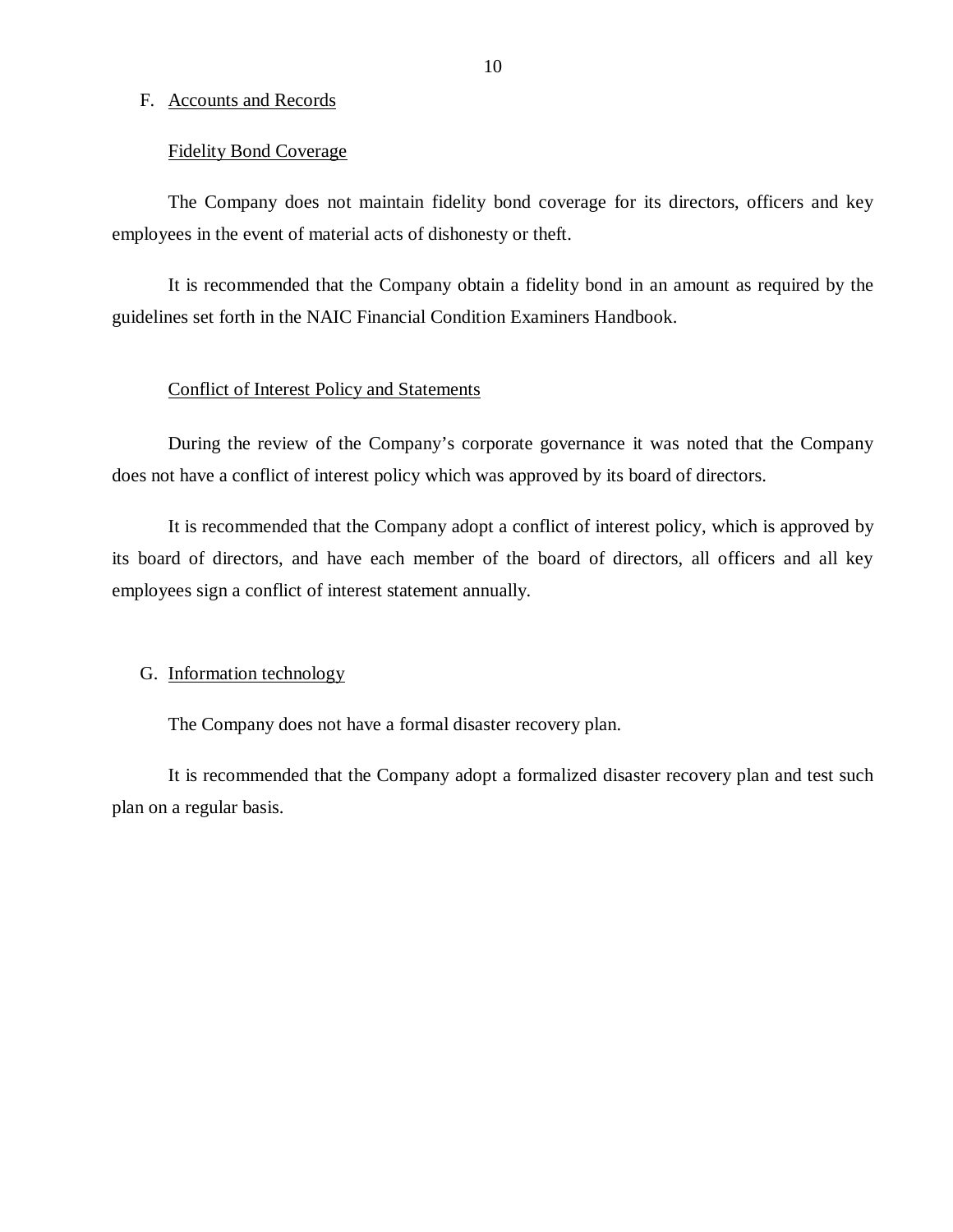## F. Accounts and Records

### Fidelity Bond Coverage

The Company does not maintain fidelity bond coverage for its directors, officers and key employees in the event of material acts of dishonesty or theft.

It is recommended that the Company obtain a fidelity bond in an amount as required by the guidelines set forth in the NAIC Financial Condition Examiners Handbook.

### Conflict of Interest Policy and Statements

During the review of the Company's corporate governance it was noted that the Company does not have a conflict of interest policy which was approved by its board of directors.

It is recommended that the Company adopt a conflict of interest policy, which is approved by its board of directors, and have each member of the board of directors, all officers and all key employees sign a conflict of interest statement annually.

## G. Information technology

The Company does not have a formal disaster recovery plan.

It is recommended that the Company adopt a formalized disaster recovery plan and test such plan on a regular basis.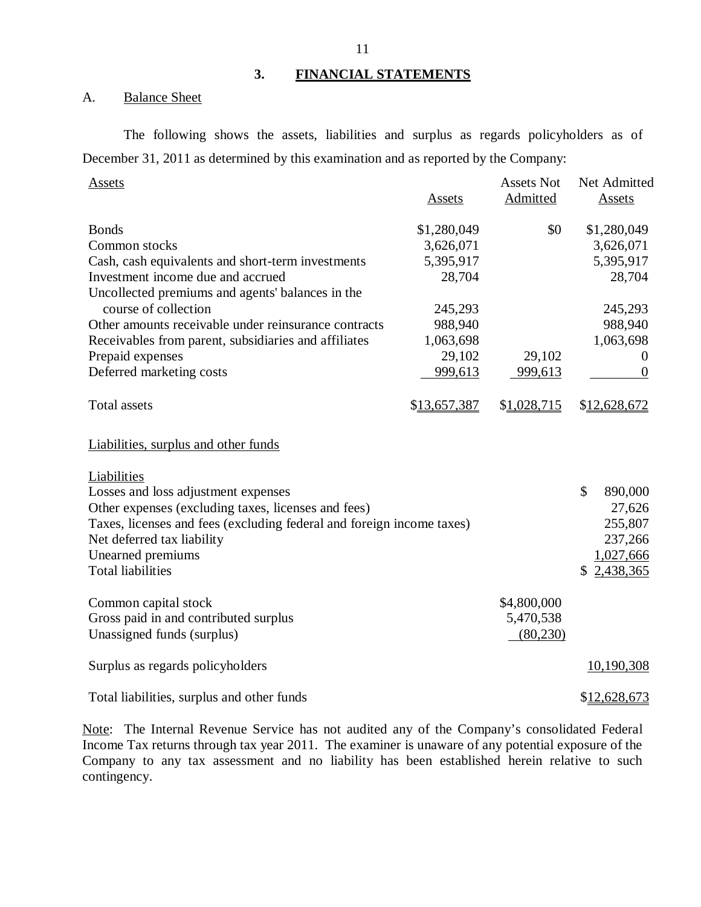## 3. FINANCIAL STATEMENTS

A. Balance Sheet

The following shows the assets, liabilities and surplus as regards policyholders as of December 31, 2011 as determined by this examination and as reported by the Company:

| Assets | Assets | Assets Not Admitted | Net Admitted Assets |
|---|---|---|---|
| Bonds | $1,280,049 | $0 | $1,280,049 |
| Common stocks | 3,626,071 | | 3,626,071 |
| Cash, cash equivalents and short-term investments | 5,395,917 | | 5,395,917 |
| Investment income due and accrued | 28,704 | | 28,704 |
| Uncollected premiums and agents' balances in the course of collection | 245,293 | | 245,293 |
| Other amounts receivable under reinsurance contracts | 988,940 | | 988,940 |
| Receivables from parent, subsidiaries and affiliates | 1,063,698 | | 1,063,698 |
| Prepaid expenses | 29,102 | 29,102 | 0 |
| Deferred marketing costs | 999,613 | 999,613 | 0 |
| Total assets | $13,657,387 | $1,028,715 | $12,628,672 |

| Liabilities, surplus and other funds | | |
|---|---|---|
| **Liabilities** | | |
| Losses and loss adjustment expenses | | $ 890,000 |
| Other expenses (excluding taxes, licenses and fees) | | 27,626 |
| Taxes, licenses and fees (excluding federal and foreign income taxes) | | 255,807 |
| Net deferred tax liability | | 237,266 |
| Unearned premiums | | 1,027,666 |
| Total liabilities | | $ 2,438,365 |
| Common capital stock | $4,800,000 | |
| Gross paid in and contributed surplus | 5,470,538 | |
| Unassigned funds (surplus) | (80,230) | |
| Surplus as regards policyholders | | 10,190,308 |
| Total liabilities, surplus and other funds | | $12,628,673 |

Note: The Internal Revenue Service has not audited any of the Company's consolidated Federal Income Tax returns through tax year 2011. The examiner is unaware of any potential exposure of the Company to any tax assessment and no liability has been established herein relative to such contingency.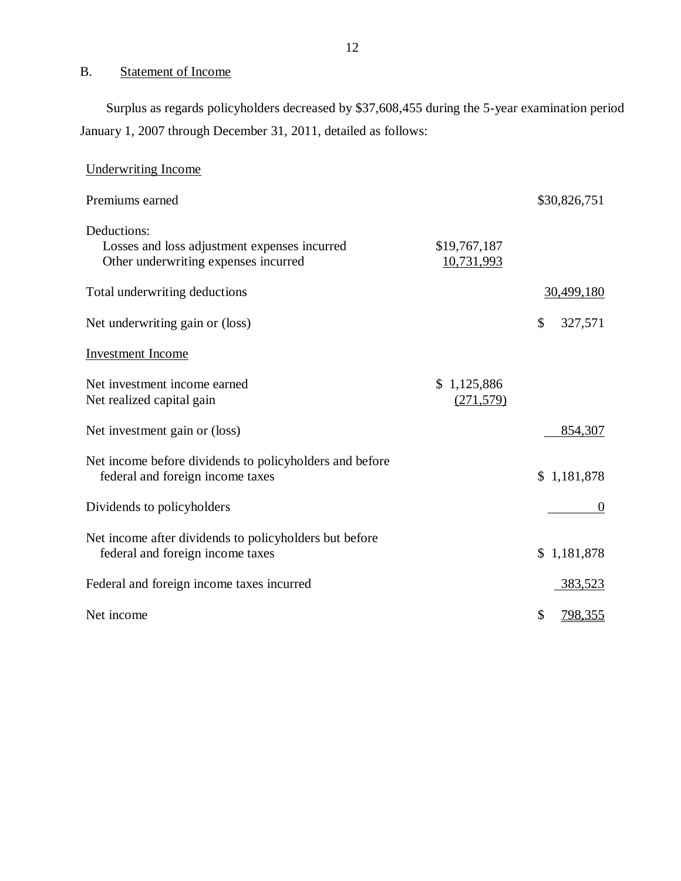## B. Statement of Income

Surplus as regards policyholders decreased by $37,608,455 during the 5-year examination period January 1, 2007 through December 31, 2011, detailed as follows:

| | | |
|---|---|---|
| Underwriting Income | | |
| Premiums earned | | $30,826,751 |
| Deductions: | | |
| Losses and loss adjustment expenses incurred | $19,767,187 | |
| Other underwriting expenses incurred | 10,731,993 | |
| Total underwriting deductions | | 30,499,180 |
| Net underwriting gain or (loss) | | $ 327,571 |
| Investment Income | | |
| Net investment income earned | $ 1,125,886 | |
| Net realized capital gain | (271,579) | |
| Net investment gain or (loss) | | 854,307 |
| Net income before dividends to policyholders and before federal and foreign income taxes | | $ 1,181,878 |
| Dividends to policyholders | | 0 |
| Net income after dividends to policyholders but before federal and foreign income taxes | | $ 1,181,878 |
| Federal and foreign income taxes incurred | | 383,523 |
| Net income | | $ 798,355 |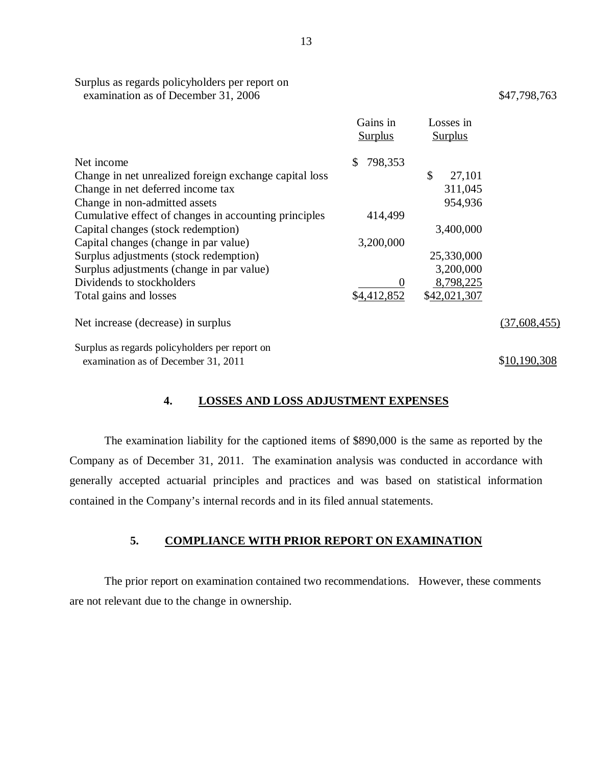| | Gains in Surplus | Losses in Surplus | |
|---|---|---|---|
| Surplus as regards policyholders per report on examination as of December 31, 2006 | | | $47,798,763 |
| Net income | $ 798,353 | | |
| Change in net unrealized foreign exchange capital loss | | $ 27,101 | |
| Change in net deferred income tax | | 311,045 | |
| Change in non-admitted assets | | 954,936 | |
| Cumulative effect of changes in accounting principles | 414,499 | | |
| Capital changes (stock redemption) | | 3,400,000 | |
| Capital changes (change in par value) | 3,200,000 | | |
| Surplus adjustments (stock redemption) | | 25,330,000 | |
| Surplus adjustments (change in par value) | | 3,200,000 | |
| Dividends to stockholders | 0 | 8,798,225 | |
| Total gains and losses | $4,412,852 | $42,021,307 | |
| Net increase (decrease) in surplus | | | (37,608,455) |
| Surplus as regards policyholders per report on examination as of December 31, 2011 | | | $10,190,308 |

## 4. LOSSES AND LOSS ADJUSTMENT EXPENSES

The examination liability for the captioned items of $890,000 is the same as reported by the Company as of December 31, 2011. The examination analysis was conducted in accordance with generally accepted actuarial principles and practices and was based on statistical information contained in the Company's internal records and in its filed annual statements.

## 5. COMPLIANCE WITH PRIOR REPORT ON EXAMINATION

The prior report on examination contained two recommendations. However, these comments are not relevant due to the change in ownership.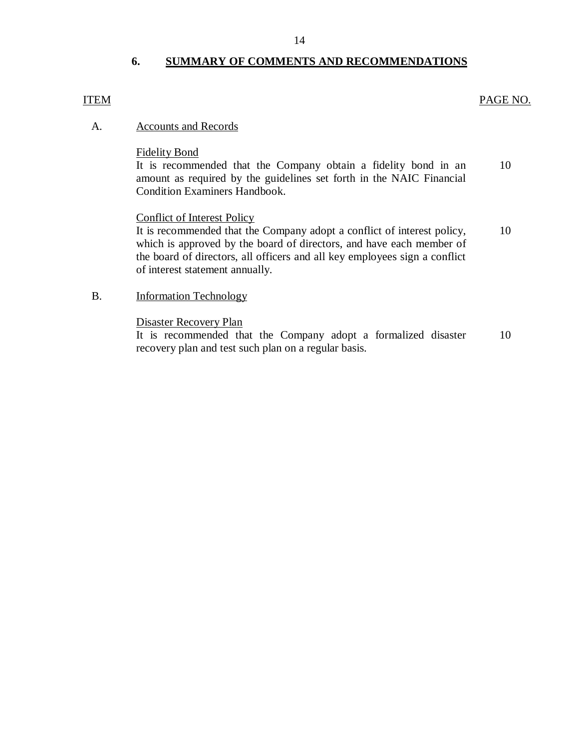## 6. SUMMARY OF COMMENTS AND RECOMMENDATIONS

| ITEM | | PAGE NO. |
|---|---|---|
| A. | Accounts and Records | |
| | Fidelity Bond<br>It is recommended that the Company obtain a fidelity bond in an amount as required by the guidelines set forth in the NAIC Financial Condition Examiners Handbook. | 10 |
| | Conflict of Interest Policy<br>It is recommended that the Company adopt a conflict of interest policy, which is approved by the board of directors, and have each member of the board of directors, all officers and all key employees sign a conflict of interest statement annually. | 10 |
| B. | Information Technology | |
| | Disaster Recovery Plan<br>It is recommended that the Company adopt a formalized disaster recovery plan and test such plan on a regular basis. | 10 |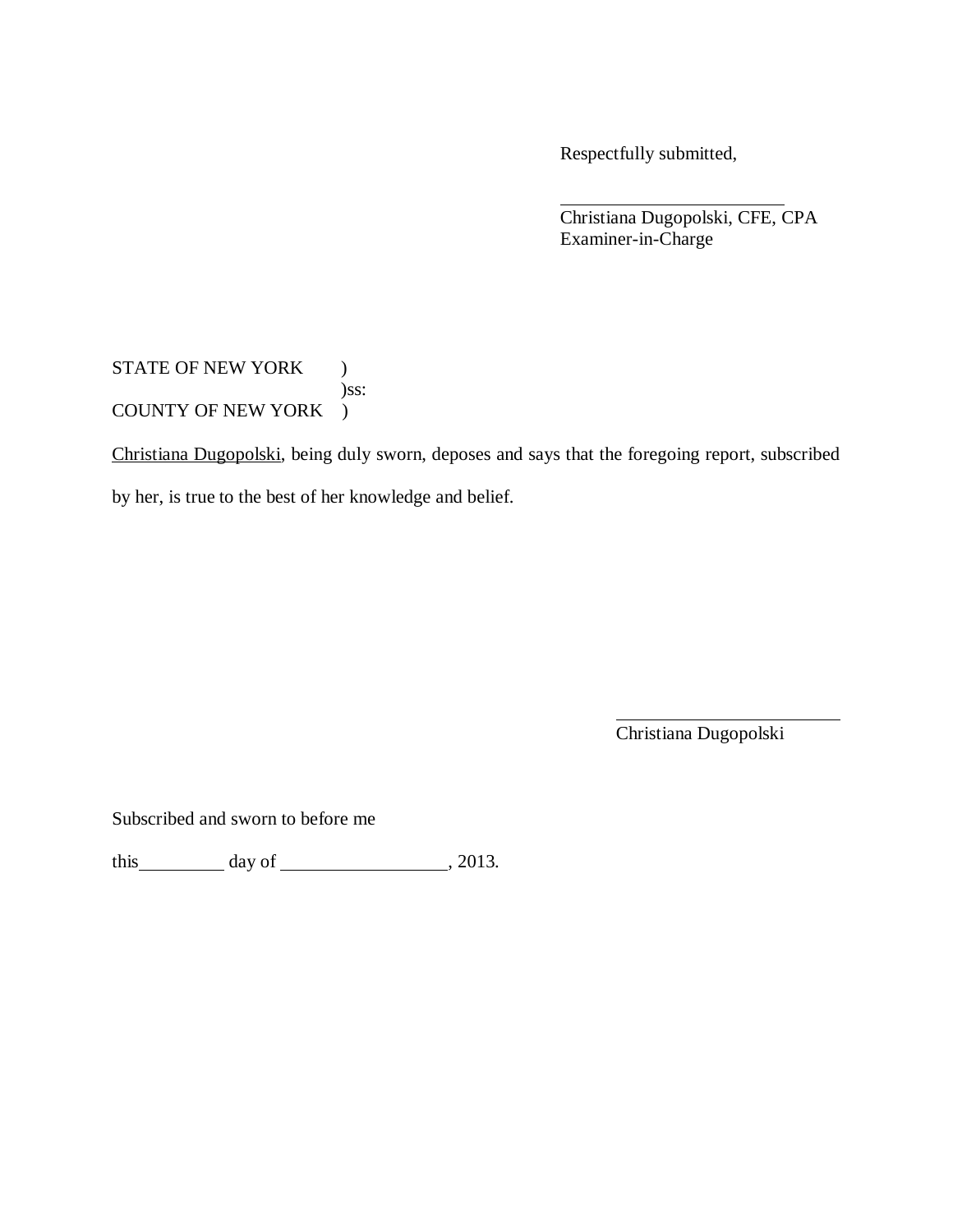Respectfully submitted,

\_\_\_\_\_\_\_\_\_\_\_\_\_\_\_\_\_\_\_\_\_\_\_\_
Christiana Dugopolski, CFE, CPA
Examiner-in-Charge

STATE OF NEW YORK )
)ss:
COUNTY OF NEW YORK )

Christiana Dugopolski, being duly sworn, deposes and says that the foregoing report, subscribed by her, is true to the best of her knowledge and belief.

\_\_\_\_\_\_\_\_\_\_\_\_\_\_\_\_\_\_\_\_\_\_\_\_
Christiana Dugopolski

Subscribed and sworn to before me

this\_\_\_\_\_\_\_\_\_ day of \_\_\_\_\_\_\_\_\_\_\_\_\_\_\_\_\_, 2013.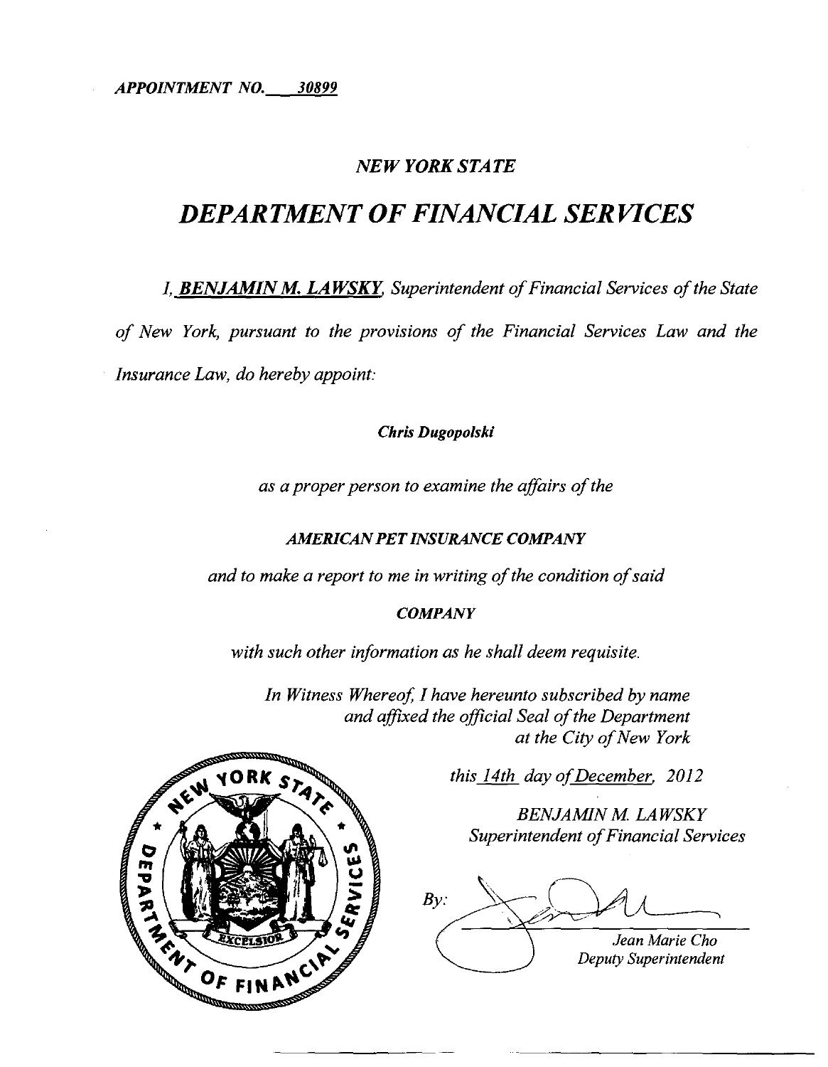*APPOINTMENT NO.* *30899*

## *NEW YORK STATE*

# *DEPARTMENT OF FINANCIAL SERVICES*

*I,* ***BENJAMIN M. LAWSKY****, Superintendent of Financial Services of the State of New York, pursuant to the provisions of the Financial Services Law and the Insurance Law, do hereby appoint:*

***Chris Dugopolski***

*as a proper person to examine the affairs of the*

*AMERICAN PET INSURANCE COMPANY*

*and to make a report to me in writing of the condition of said*

*COMPANY*

*with such other information as he shall deem requisite.*

*In Witness Whereof, I have hereunto subscribed by name and affixed the official Seal of the Department at the City of New York*

*this 14th day of December, 2012*

*BENJAMIN M. LAWSKY*
*Superintendent of Financial Services*

*By:*

*Jean Marie Cho*
*Deputy Superintendent*